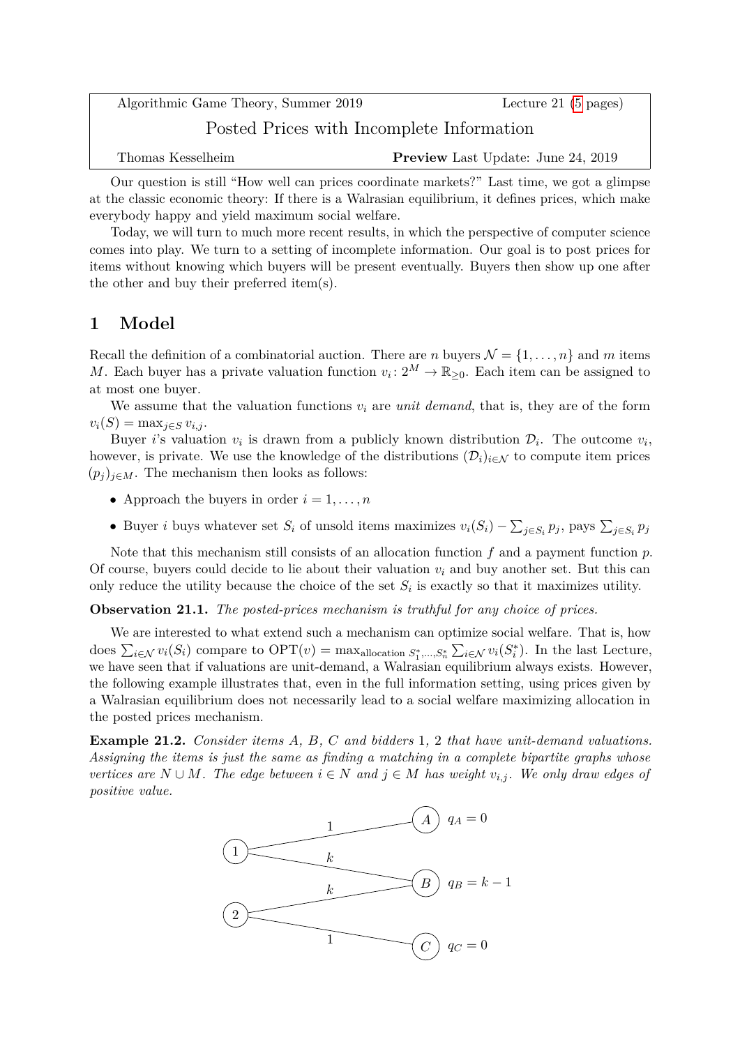| Algorithmic Game Theory, Summer 2019 | Lecture 21 (5 pages) |
| --- | --- |

## Posted Prices with Incomplete Information

Thomas Kesselheim — **Preview** Last Update: June 24, 2019

Our question is still "How well can prices coordinate markets?" Last time, we got a glimpse at the classic economic theory: If there is a Walrasian equilibrium, it defines prices, which make everybody happy and yield maximum social welfare.

Today, we will turn to much more recent results, in which the perspective of computer science comes into play. We turn to a setting of incomplete information. Our goal is to post prices for items without knowing which buyers will be present eventually. Buyers then show up one after the other and buy their preferred item(s).

# 1 Model

Recall the definition of a combinatorial auction. There are $n$ buyers $\mathcal{N} = \{1, \ldots, n\}$ and $m$ items $M$. Each buyer has a private valuation function $v_i \colon 2^M \to \mathbb{R}_{\geq 0}$. Each item can be assigned to at most one buyer.

We assume that the valuation functions $v_i$ are *unit demand*, that is, they are of the form $v_i(S) = \max_{j \in S} v_{i,j}$.

Buyer $i$'s valuation $v_i$ is drawn from a publicly known distribution $\mathcal{D}_i$. The outcome $v_i$, however, is private. We use the knowledge of the distributions $(\mathcal{D}_i)_{i \in \mathcal{N}}$ to compute item prices $(p_j)_{j \in M}$. The mechanism then looks as follows:

- Approach the buyers in order $i = 1, \ldots, n$
- Buyer $i$ buys whatever set $S_i$ of unsold items maximizes $v_i(S_i) - \sum_{j \in S_i} p_j$, pays $\sum_{j \in S_i} p_j$

Note that this mechanism still consists of an allocation function $f$ and a payment function $p$. Of course, buyers could decide to lie about their valuation $v_i$ and buy another set. But this can only reduce the utility because the choice of the set $S_i$ is exactly so that it maximizes utility.

**Observation 21.1.** *The posted-prices mechanism is truthful for any choice of prices.*

We are interested to what extend such a mechanism can optimize social welfare. That is, how does $\sum_{i \in \mathcal{N}} v_i(S_i)$ compare to $\text{OPT}(v) = \max_{\text{allocation } S_1^*, \ldots, S_n^*} \sum_{i \in \mathcal{N}} v_i(S_i^*)$. In the last Lecture, we have seen that if valuations are unit-demand, a Walrasian equilibrium always exists. However, the following example illustrates that, even in the full information setting, using prices given by a Walrasian equilibrium does not necessarily lead to a social welfare maximizing allocation in the posted prices mechanism.

**Example 21.2.** *Consider items $A$, $B$, $C$ and bidders 1, 2 that have unit-demand valuations. Assigning the items is just the same as finding a matching in a complete bipartite graphs whose vertices are $N \cup M$. The edge between $i \in N$ and $j \in M$ has weight $v_{i,j}$. We only draw edges of positive value.*

(Figure: bipartite graph with bidders 1, 2 and items $A$, $B$, $C$. Edges: 1–$A$ with weight 1, 1–$B$ with weight $k$, 2–$B$ with weight $k$, 2–$C$ with weight 1. Prices: $q_A = 0$, $q_B = k - 1$, $q_C = 0$.)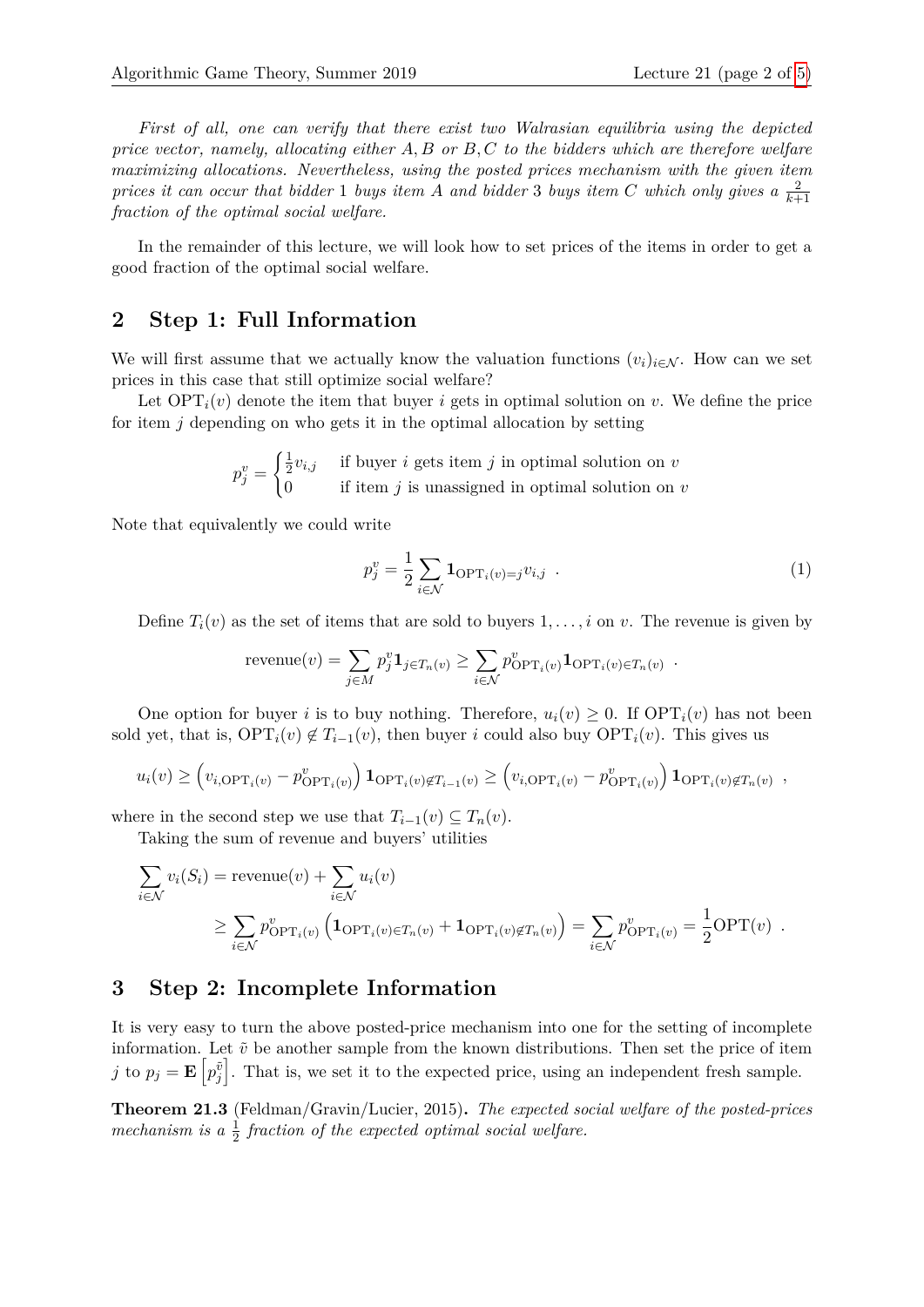*First of all, one can verify that there exist two Walrasian equilibria using the depicted price vector, namely, allocating either $A, B$ or $B, C$ to the bidders which are therefore welfare maximizing allocations. Nevertheless, using the posted prices mechanism with the given item prices it can occur that bidder 1 buys item $A$ and bidder 3 buys item $C$ which only gives a $\frac{2}{k+1}$ fraction of the optimal social welfare.*

In the remainder of this lecture, we will look how to set prices of the items in order to get a good fraction of the optimal social welfare.

## 2 Step 1: Full Information

We will first assume that we actually know the valuation functions $(v_i)_{i \in \mathcal{N}}$. How can we set prices in this case that still optimize social welfare?

Let $\mathrm{OPT}_i(v)$ denote the item that buyer $i$ gets in optimal solution on $v$. We define the price for item $j$ depending on who gets it in the optimal allocation by setting

$$p_j^v = \begin{cases} \frac{1}{2} v_{i,j} & \text{if buyer } i \text{ gets item } j \text{ in optimal solution on } v \\ 0 & \text{if item } j \text{ is unassigned in optimal solution on } v \end{cases}$$

Note that equivalently we could write

$$p_j^v = \frac{1}{2} \sum_{i \in \mathcal{N}} \mathbf{1}_{\mathrm{OPT}_i(v) = j} v_{i,j} \ . \tag{1}$$

Define $T_i(v)$ as the set of items that are sold to buyers $1, \ldots, i$ on $v$. The revenue is given by

$$\text{revenue}(v) = \sum_{j \in M} p_j^v \mathbf{1}_{j \in T_n(v)} \geq \sum_{i \in \mathcal{N}} p_{\mathrm{OPT}_i(v)}^v \mathbf{1}_{\mathrm{OPT}_i(v) \in T_n(v)} \ .$$

One option for buyer $i$ is to buy nothing. Therefore, $u_i(v) \geq 0$. If $\mathrm{OPT}_i(v)$ has not been sold yet, that is, $\mathrm{OPT}_i(v) \notin T_{i-1}(v)$, then buyer $i$ could also buy $\mathrm{OPT}_i(v)$. This gives us

$$u_i(v) \geq \left( v_{i,\mathrm{OPT}_i(v)} - p_{\mathrm{OPT}_i(v)}^v \right) \mathbf{1}_{\mathrm{OPT}_i(v) \notin T_{i-1}(v)} \geq \left( v_{i,\mathrm{OPT}_i(v)} - p_{\mathrm{OPT}_i(v)}^v \right) \mathbf{1}_{\mathrm{OPT}_i(v) \notin T_n(v)} \ ,$$

where in the second step we use that $T_{i-1}(v) \subseteq T_n(v)$.

Taking the sum of revenue and buyers' utilities

$$\begin{aligned} \sum_{i \in \mathcal{N}} v_i(S_i) &= \text{revenue}(v) + \sum_{i \in \mathcal{N}} u_i(v) \\ &\geq \sum_{i \in \mathcal{N}} p_{\mathrm{OPT}_i(v)}^v \left( \mathbf{1}_{\mathrm{OPT}_i(v) \in T_n(v)} + \mathbf{1}_{\mathrm{OPT}_i(v) \notin T_n(v)} \right) = \sum_{i \in \mathcal{N}} p_{\mathrm{OPT}_i(v)}^v = \frac{1}{2} \mathrm{OPT}(v) \ . \end{aligned}$$

## 3 Step 2: Incomplete Information

It is very easy to turn the above posted-price mechanism into one for the setting of incomplete information. Let $\tilde{v}$ be another sample from the known distributions. Then set the price of item $j$ to $p_j = \mathbf{E}\left[ p_j^{\tilde{v}} \right]$. That is, we set it to the expected price, using an independent fresh sample.

**Theorem 21.3** (Feldman/Gravin/Lucier, 2015)**.** *The expected social welfare of the posted-prices mechanism is a $\frac{1}{2}$ fraction of the expected optimal social welfare.*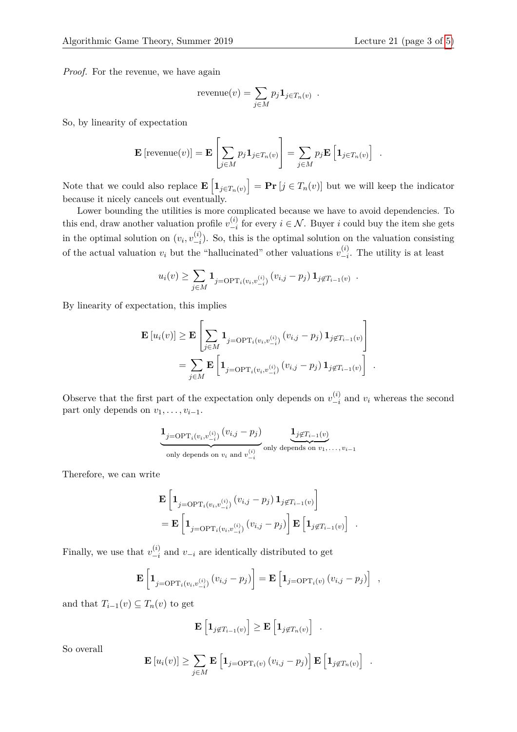*Proof.* For the revenue, we have again

$$\text{revenue}(v) = \sum_{j \in M} p_j \mathbf{1}_{j \in T_n(v)} \enspace .$$

So, by linearity of expectation

$$\mathbf{E}\left[\text{revenue}(v)\right] = \mathbf{E}\left[\sum_{j \in M} p_j \mathbf{1}_{j \in T_n(v)}\right] = \sum_{j \in M} p_j \mathbf{E}\left[\mathbf{1}_{j \in T_n(v)}\right] \enspace .$$

Note that we could also replace $\mathbf{E}\left[\mathbf{1}_{j \in T_n(v)}\right] = \mathbf{Pr}\left[j \in T_n(v)\right]$ but we will keep the indicator because it nicely cancels out eventually.

Lower bounding the utilities is more complicated because we have to avoid dependencies. To this end, draw another valuation profile $v_{-i}^{(i)}$ for every $i \in \mathcal{N}$. Buyer $i$ could buy the item she gets in the optimal solution on $(v_i, v_{-i}^{(i)})$. So, this is the optimal solution on the valuation consisting of the actual valuation $v_i$ but the "hallucinated" other valuations $v_{-i}^{(i)}$. The utility is at least

$$u_i(v) \geq \sum_{j \in M} \mathbf{1}_{j = \text{OPT}_i(v_i, v_{-i}^{(i)})} \left(v_{i,j} - p_j\right) \mathbf{1}_{j \notin T_{i-1}(v)} \enspace .$$

By linearity of expectation, this implies

$$\begin{aligned}
\mathbf{E}\left[u_i(v)\right] &\geq \mathbf{E}\left[\sum_{j \in M} \mathbf{1}_{j = \text{OPT}_i(v_i, v_{-i}^{(i)})} \left(v_{i,j} - p_j\right) \mathbf{1}_{j \notin T_{i-1}(v)}\right] \\
&= \sum_{j \in M} \mathbf{E}\left[\mathbf{1}_{j = \text{OPT}_i(v_i, v_{-i}^{(i)})} \left(v_{i,j} - p_j\right) \mathbf{1}_{j \notin T_{i-1}(v)}\right] \enspace .
\end{aligned}$$

Observe that the first part of the expectation only depends on $v_{-i}^{(i)}$ and $v_i$ whereas the second part only depends on $v_1, \ldots, v_{i-1}$.

$$\underbrace{\mathbf{1}_{j = \text{OPT}_i(v_i, v_{-i}^{(i)})} \left(v_{i,j} - p_j\right)}_{\text{only depends on } v_i \text{ and } v_{-i}^{(i)}} \underbrace{\mathbf{1}_{j \notin T_{i-1}(v)}}_{\text{only depends on } v_1, \ldots, v_{i-1}}$$

Therefore, we can write

$$\begin{aligned}
&\mathbf{E}\left[\mathbf{1}_{j = \text{OPT}_i(v_i, v_{-i}^{(i)})} \left(v_{i,j} - p_j\right) \mathbf{1}_{j \notin T_{i-1}(v)}\right] \\
&= \mathbf{E}\left[\mathbf{1}_{j = \text{OPT}_i(v_i, v_{-i}^{(i)})} \left(v_{i,j} - p_j\right)\right] \mathbf{E}\left[\mathbf{1}_{j \notin T_{i-1}(v)}\right] \enspace .
\end{aligned}$$

Finally, we use that $v_{-i}^{(i)}$ and $v_{-i}$ are identically distributed to get

$$\mathbf{E}\left[\mathbf{1}_{j = \text{OPT}_i(v_i, v_{-i}^{(i)})} \left(v_{i,j} - p_j\right)\right] = \mathbf{E}\left[\mathbf{1}_{j = \text{OPT}_i(v)} \left(v_{i,j} - p_j\right)\right] \enspace ,$$

and that $T_{i-1}(v) \subseteq T_n(v)$ to get

$$\mathbf{E}\left[\mathbf{1}_{j \notin T_{i-1}(v)}\right] \geq \mathbf{E}\left[\mathbf{1}_{j \notin T_n(v)}\right] \enspace .$$

So overall

$$\mathbf{E}\left[u_i(v)\right] \geq \sum_{j \in M} \mathbf{E}\left[\mathbf{1}_{j = \text{OPT}_i(v)} \left(v_{i,j} - p_j\right)\right] \mathbf{E}\left[\mathbf{1}_{j \notin T_n(v)}\right] \enspace .$$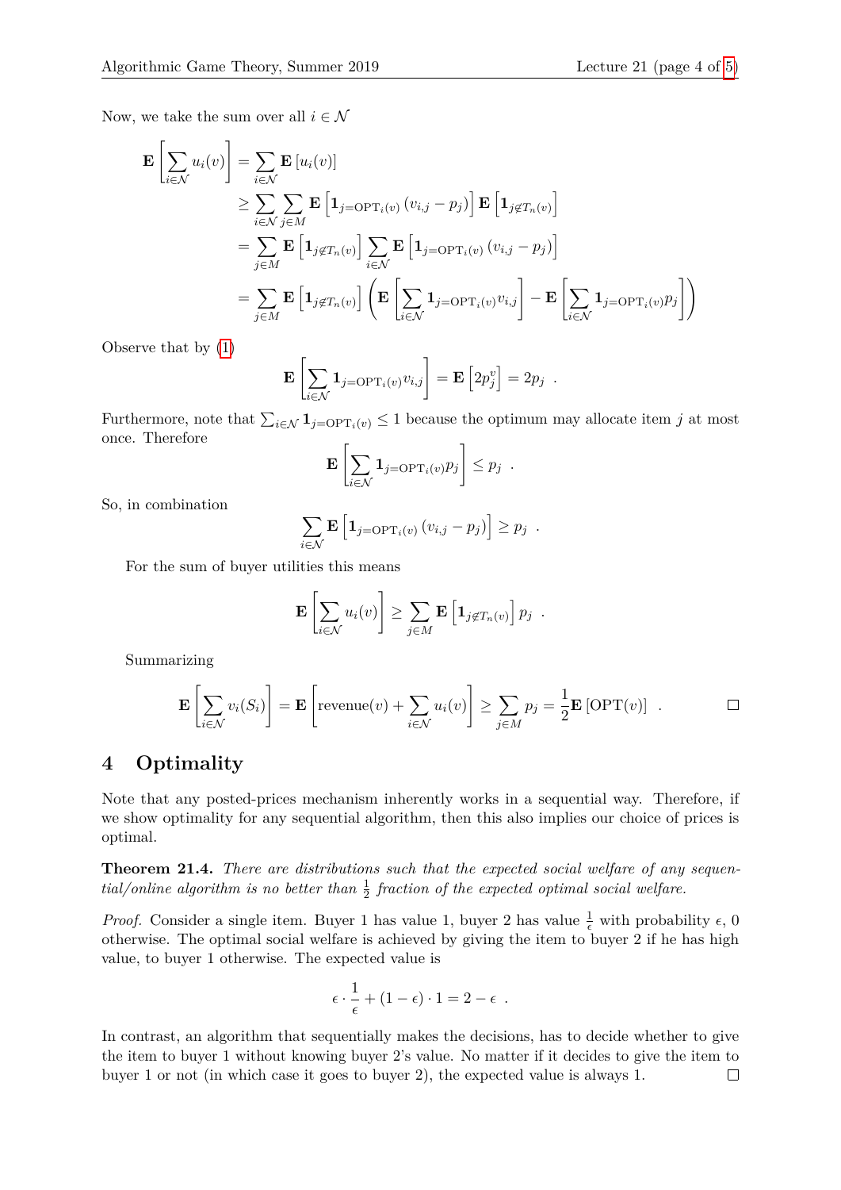Now, we take the sum over all $i \in \mathcal{N}$

$$
\begin{aligned}
\mathbf{E}\left[\sum_{i \in \mathcal{N}} u_i(v)\right] &= \sum_{i \in \mathcal{N}} \mathbf{E}\left[u_i(v)\right] \\
&\geq \sum_{i \in \mathcal{N}} \sum_{j \in M} \mathbf{E}\left[\mathbf{1}_{j = \mathrm{OPT}_i(v)} \left(v_{i,j} - p_j\right)\right] \mathbf{E}\left[\mathbf{1}_{j \notin T_n(v)}\right] \\
&= \sum_{j \in M} \mathbf{E}\left[\mathbf{1}_{j \notin T_n(v)}\right] \sum_{i \in \mathcal{N}} \mathbf{E}\left[\mathbf{1}_{j = \mathrm{OPT}_i(v)} \left(v_{i,j} - p_j\right)\right] \\
&= \sum_{j \in M} \mathbf{E}\left[\mathbf{1}_{j \notin T_n(v)}\right] \left(\mathbf{E}\left[\sum_{i \in \mathcal{N}} \mathbf{1}_{j = \mathrm{OPT}_i(v)} v_{i,j}\right] - \mathbf{E}\left[\sum_{i \in \mathcal{N}} \mathbf{1}_{j = \mathrm{OPT}_i(v)} p_j\right]\right)
\end{aligned}
$$

Observe that by (1)

$$
\mathbf{E}\left[\sum_{i \in \mathcal{N}} \mathbf{1}_{j = \mathrm{OPT}_i(v)} v_{i,j}\right] = \mathbf{E}\left[2 p_j^v\right] = 2 p_j \ .
$$

Furthermore, note that $\sum_{i \in \mathcal{N}} \mathbf{1}_{j = \mathrm{OPT}_i(v)} \leq 1$ because the optimum may allocate item $j$ at most once. Therefore

$$
\mathbf{E}\left[\sum_{i \in \mathcal{N}} \mathbf{1}_{j = \mathrm{OPT}_i(v)} p_j\right] \leq p_j \ .
$$

So, in combination

$$
\sum_{i \in \mathcal{N}} \mathbf{E}\left[\mathbf{1}_{j = \mathrm{OPT}_i(v)} \left(v_{i,j} - p_j\right)\right] \geq p_j \ .
$$

For the sum of buyer utilities this means

$$
\mathbf{E}\left[\sum_{i \in \mathcal{N}} u_i(v)\right] \geq \sum_{j \in M} \mathbf{E}\left[\mathbf{1}_{j \notin T_n(v)}\right] p_j \ .
$$

Summarizing

$$
\mathbf{E}\left[\sum_{i \in \mathcal{N}} v_i(S_i)\right] = \mathbf{E}\left[\mathrm{revenue}(v) + \sum_{i \in \mathcal{N}} u_i(v)\right] \geq \sum_{j \in M} p_j = \frac{1}{2} \mathbf{E}\left[\mathrm{OPT}(v)\right] \ .
$$

□

## 4 Optimality

Note that any posted-prices mechanism inherently works in a sequential way. Therefore, if we show optimality for any sequential algorithm, then this also implies our choice of prices is optimal.

**Theorem 21.4.** *There are distributions such that the expected social welfare of any sequential/online algorithm is no better than $\frac{1}{2}$ fraction of the expected optimal social welfare.*

*Proof.* Consider a single item. Buyer 1 has value 1, buyer 2 has value $\frac{1}{\epsilon}$ with probability $\epsilon$, 0 otherwise. The optimal social welfare is achieved by giving the item to buyer 2 if he has high value, to buyer 1 otherwise. The expected value is

$$
\epsilon \cdot \frac{1}{\epsilon} + (1 - \epsilon) \cdot 1 = 2 - \epsilon \ .
$$

In contrast, an algorithm that sequentially makes the decisions, has to decide whether to give the item to buyer 1 without knowing buyer 2's value. No matter if it decides to give the item to buyer 1 or not (in which case it goes to buyer 2), the expected value is always 1. □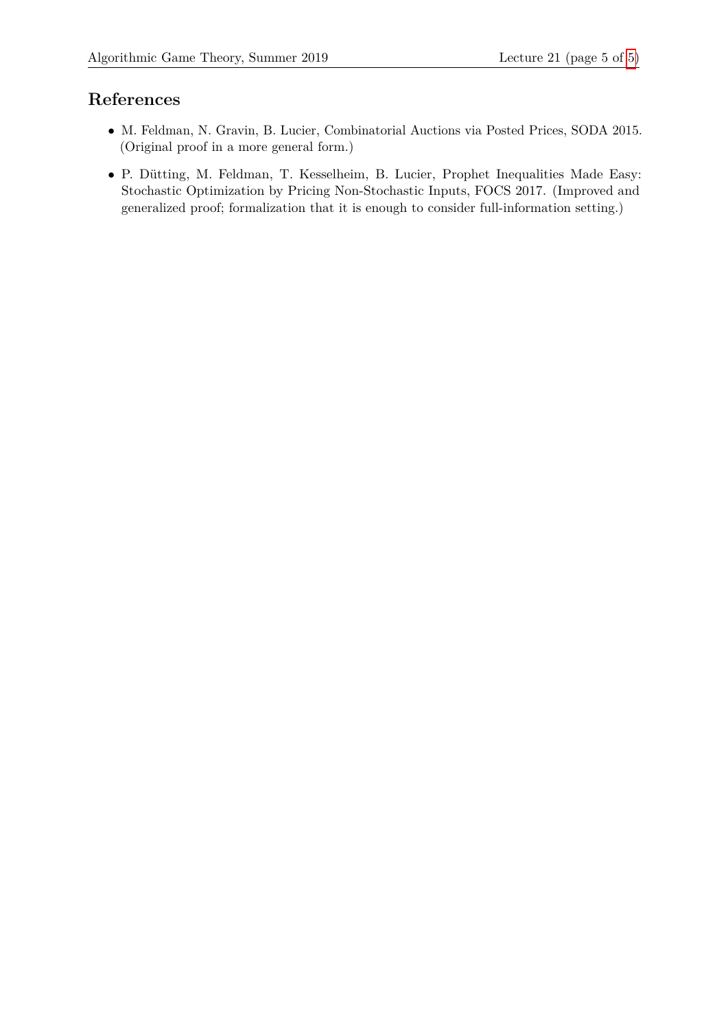## References

- M. Feldman, N. Gravin, B. Lucier, Combinatorial Auctions via Posted Prices, SODA 2015. (Original proof in a more general form.)
- P. Dütting, M. Feldman, T. Kesselheim, B. Lucier, Prophet Inequalities Made Easy: Stochastic Optimization by Pricing Non-Stochastic Inputs, FOCS 2017. (Improved and generalized proof; formalization that it is enough to consider full-information setting.)